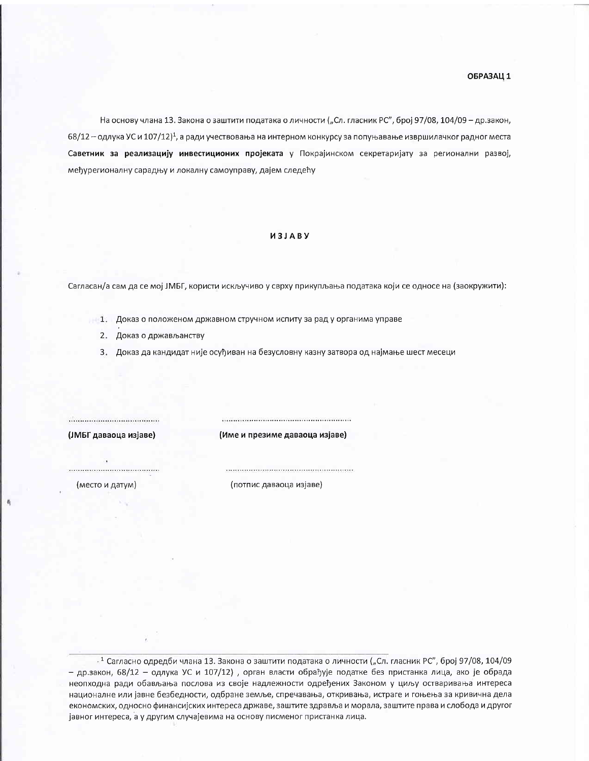**ОБРАЗАЦ 1**

На основу члана 13. Закона о заштити података о личности („Сл. гласник РС", број 97/08, 104/09 – др.закон, 68/12 – одлука УС и 107/12)[1], а ради учествовања на интерном конкурсу за попуњавање извршилачког радног места **Саветник за реализацију инвестиционих пројеката** у Покрајинском секретаријату за регионални развој, међурегионалну сарадњу и локалну самоуправу, дајем следећу

# ИЗЈАВУ

Сагласан/а сам да се мој ЈМБГ, користи искључиво у сврху прикупљања података који се односе на (заокружити):

1. Доказ о положеном државном стручном испиту за рад у органима управе
2. Доказ о држављанству
3. Доказ да кандидат није осуђиван на безусловну казну затвора од најмање шест месеци

| ..................................... | ..................................................... |
|---|---|
| **(ЈМБГ даваоца изјаве)** | **(Име и презиме даваоца изјаве)** |
| ..................................... | ..................................................... |
| (место и датум) | (потпис даваоца изјаве) |

---

[1] Сагласно одредби члана 13. Закона о заштити података о личности („Сл. гласник РС", број 97/08, 104/09 – др.закон, 68/12 – одлука УС и 107/12) , орган власти обрађује податке без пристанка лица, ако је обрада неопходна ради обављања послова из своје надлежности одређених Законом у циљу остваривања интереса националне или јавне безбедности, одбране земље, спречавања, откривања, истраге и гоњења за кривична дела економских, односно финансијских интереса државе, заштите здравља и морала, заштите права и слобода и другог јавног интереса, а у другим случајевима на основу писменог пристанка лица.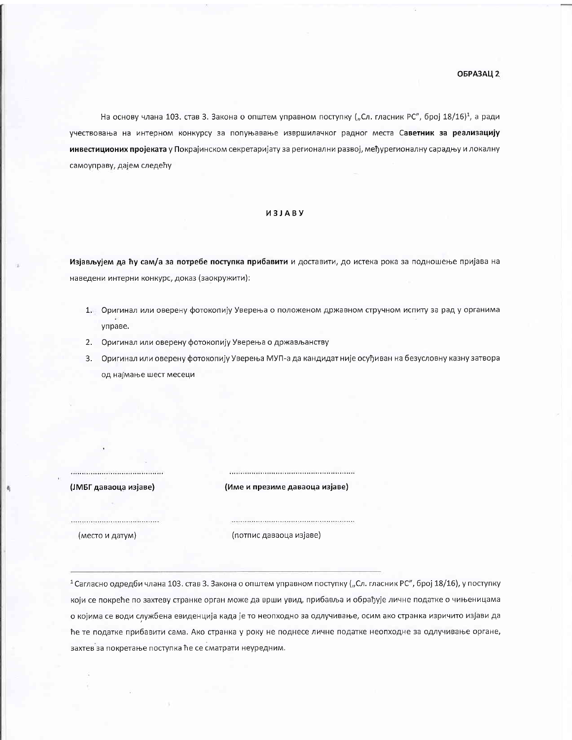**ОБРАЗАЦ 2**

На основу члана 103. став 3. Закона о општем управном поступку („Сл. гласник РС", број 18/16)[1], а ради учествовања на интерном конкурсу за попуњавање извршилачког радног места **Саветник за реализацију инвестиционих пројеката** у Покрајинском секретаријату за регионални развој, међурегионалну сарадњу и локалну самоуправу, дајем следећу

**ИЗЈАВУ**

**Изјављујем да ћу сам/а за потребе поступка прибавити** и доставити, до истека рока за подношење пријава на наведени интерни конкурс, доказ (заокружити):

1. Оригинал или оверену фотокопију Уверења о положеном државном стручном испиту за рад у органима управе.
2. Оригинал или оверену фотокопију Уверења о држављанству
3. Оригинал или оверену фотокопију Уверења МУП-а да кандидат није осуђиван на безусловну казну затвора од најмање шест месеци

....................................... ......................................................
**(ЈМБГ даваоца изјаве)** **(Име и презиме даваоца изјаве)**

....................................... ......................................................
(место и датум) (потпис даваоца изјаве)

---

[1] Сагласно одредби члана 103. став 3. Закона о општем управном поступку („Сл. гласник РС", број 18/16), у поступку који се покреће по захтеву странке орган може да врши увид, прибавља и обрађује личне податке о чињеницама о којима се води службена евиденција када је то неопходно за одлучивање, осим ако странка изричито изјави да ће те податке прибавити сама. Ако странка у року не поднесе личне податке неопходне за одлучивање органе, захтев за покретање поступка ће се сматрати неуредним.